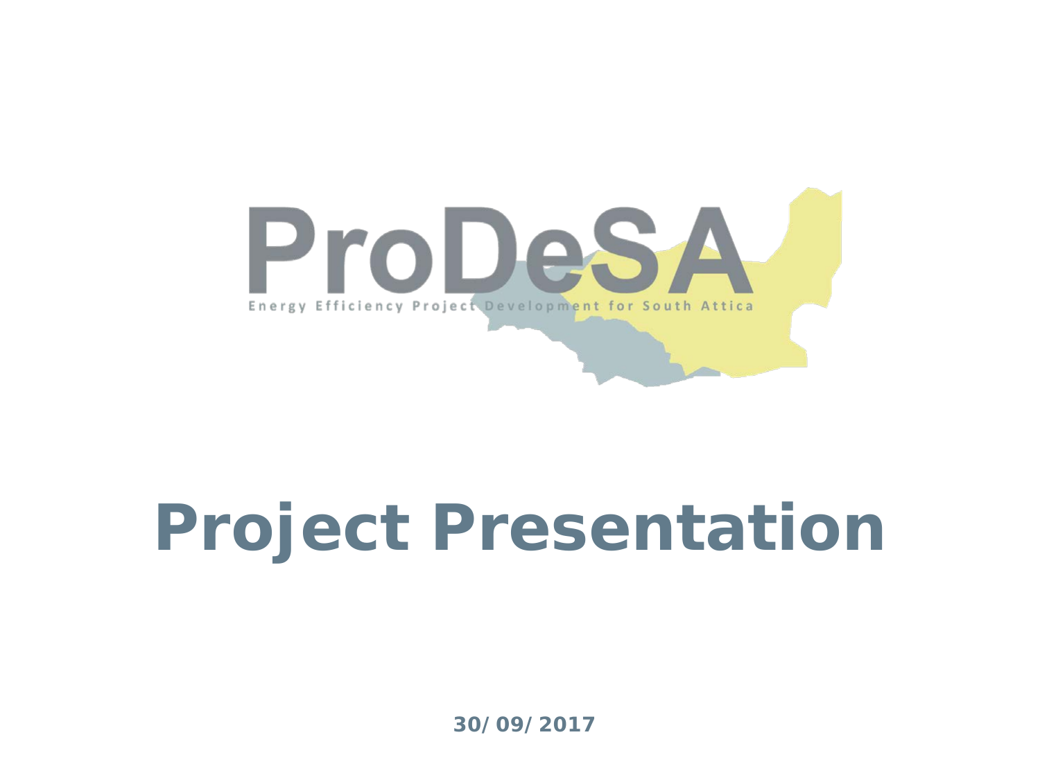ProDeSA

Energy Efficiency Project Development for South Attica

# Project Presentation

**30/09/2017**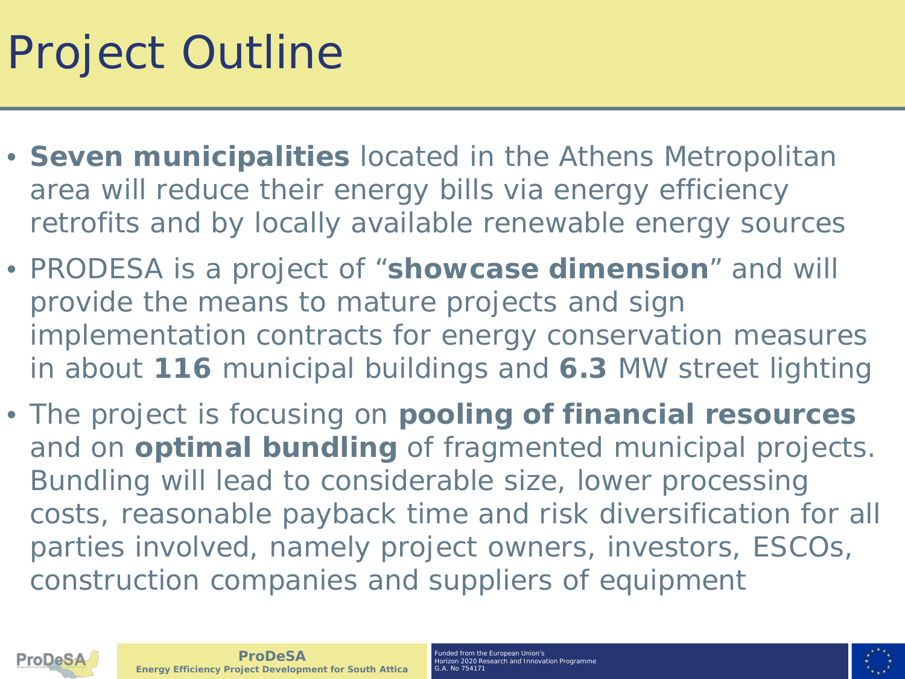# Project Outline

- **Seven municipalities** located in the Athens Metropolitan area will reduce their energy bills via energy efficiency retrofits and by locally available renewable energy sources
- PRODESA is a project of "**showcase dimension**" and will provide the means to mature projects and sign implementation contracts for energy conservation measures in about **116** municipal buildings and **6.3** MW street lighting
- The project is focusing on **pooling of financial resources** and on **optimal bundling** of fragmented municipal projects. Bundling will lead to considerable size, lower processing costs, reasonable payback time and risk diversification for all parties involved, namely project owners, investors, ESCOs, construction companies and suppliers of equipment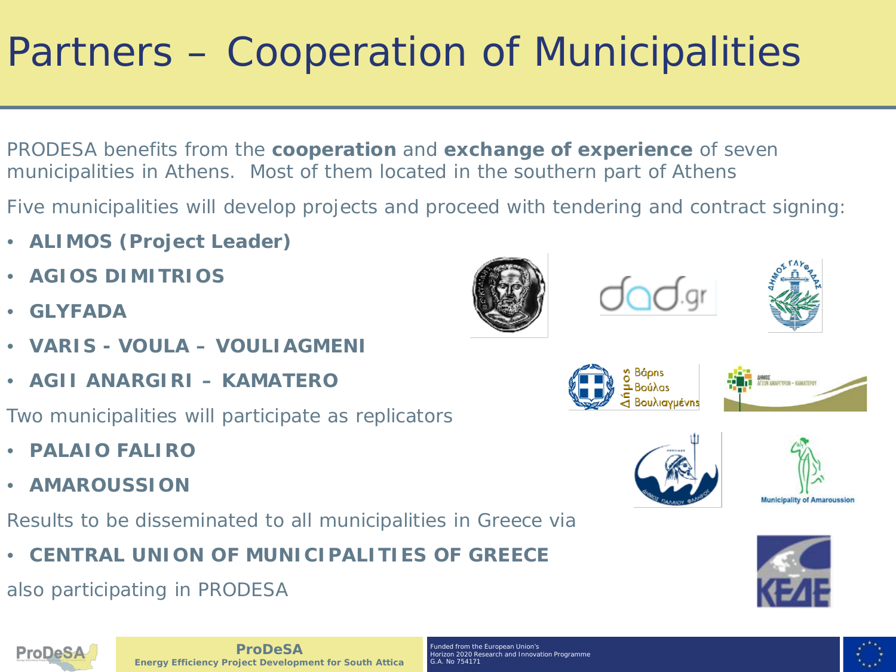# Partners – Cooperation of Municipalities

PRODESA benefits from the **cooperation** and **exchange of experience** of seven municipalities in Athens. Most of them located in the southern part of Athens

Five municipalities will develop projects and proceed with tendering and contract signing:

- **ALIMOS (Project Leader)**
- **AGIOS DIMITRIOS**
- **GLYFADA**
- **VARIS - VOULA – VOULIAGMENI**
- **AGII ANARGIRI – KAMATERO**

Two municipalities will participate as replicators

- **PALAIO FALIRO**
- **AMAROUSSION**

Results to be disseminated to all municipalities in Greece via

- **CENTRAL UNION OF MUNICIPALITIES OF GREECE**

also participating in PRODESA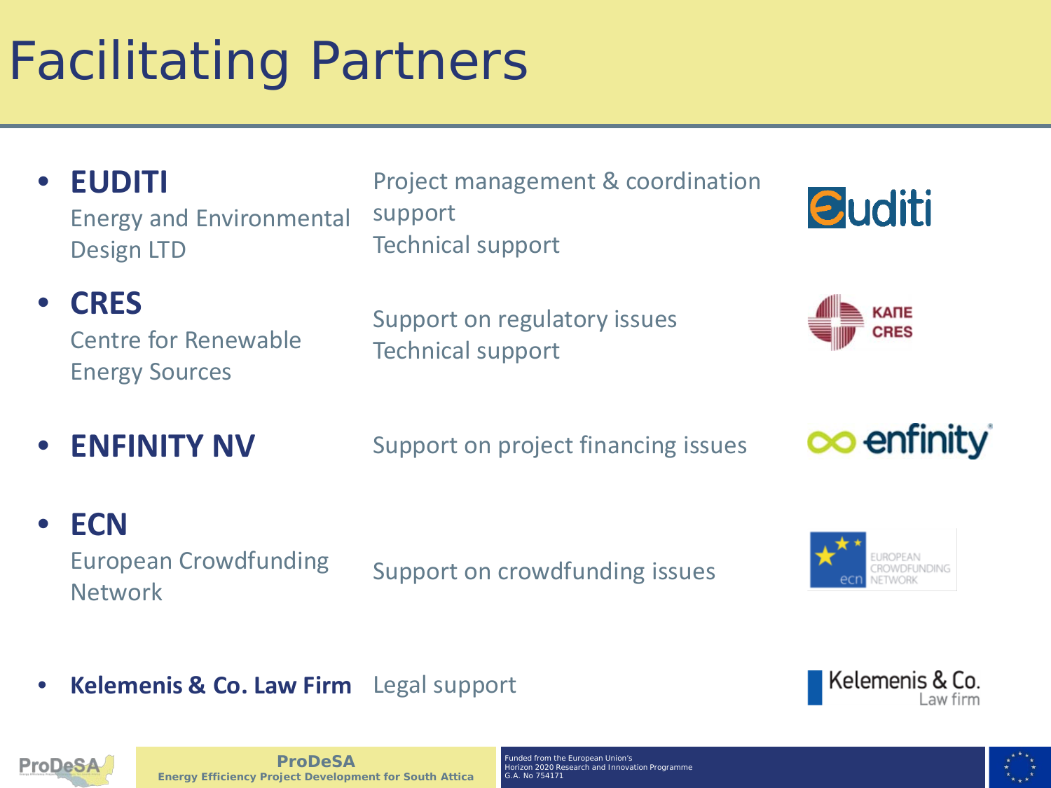# Facilitating Partners

- **EUDITI**
  Energy and Environmental Design LTD
  Project management & coordination support
  Technical support

- **CRES**
  Centre for Renewable Energy Sources
  Support on regulatory issues
  Technical support

- **ENFINITY NV**
  Support on project financing issues

- **ECN**
  European Crowdfunding Network
  Support on crowdfunding issues

- **Kelemenis & Co. Law Firm**
  Legal support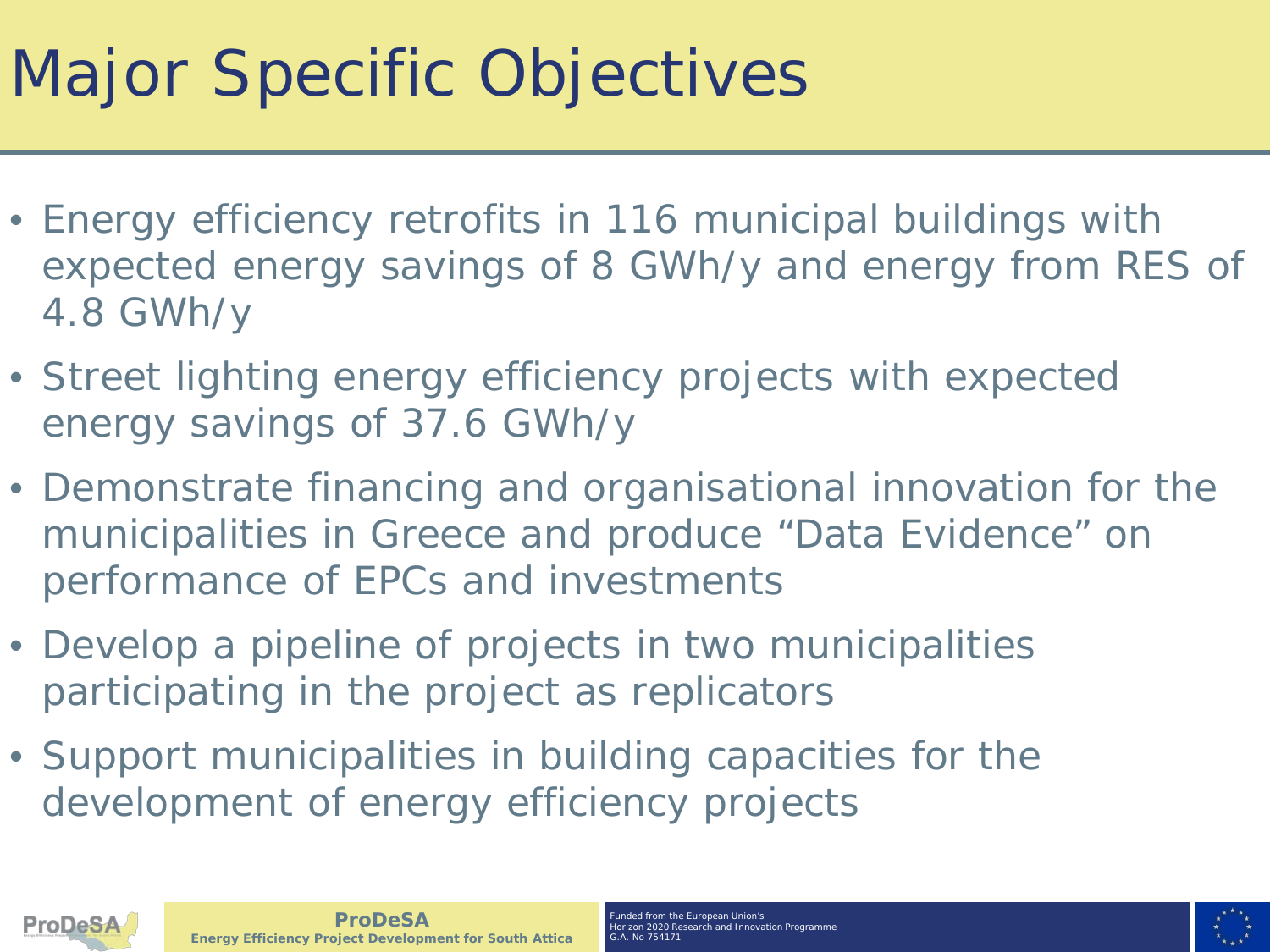# Major Specific Objectives

- Energy efficiency retrofits in 116 municipal buildings with expected energy savings of 8 GWh/y and energy from RES of 4.8 GWh/y
- Street lighting energy efficiency projects with expected energy savings of 37.6 GWh/y
- Demonstrate financing and organisational innovation for the municipalities in Greece and produce "Data Evidence" on performance of EPCs and investments
- Develop a pipeline of projects in two municipalities participating in the project as replicators
- Support municipalities in building capacities for the development of energy efficiency projects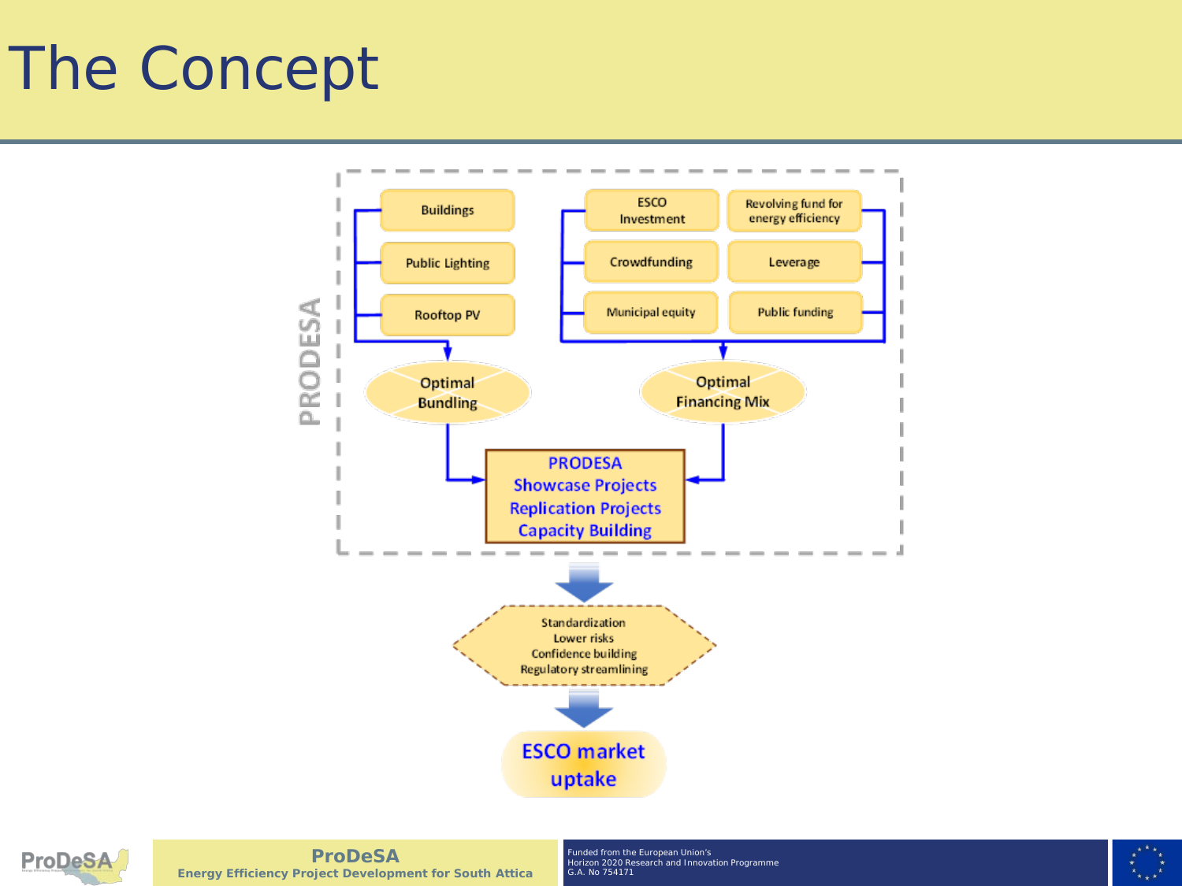# The Concept

PRODESA

- Buildings
- Public Lighting
- Rooftop PV

→ Optimal Bundling

- ESCO Investment
- Revolving fund for energy efficiency
- Crowdfunding
- Leverage
- Municipal equity
- Public funding

→ Optimal Financing Mix

PRODESA
Showcase Projects
Replication Projects
Capacity Building

↓

Standardization
Lower risks
Confidence building
Regulatory streamlining

↓

ESCO market uptake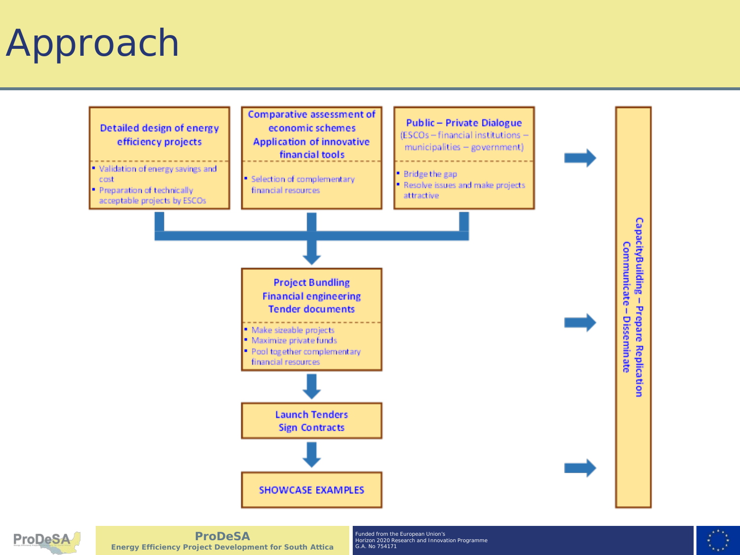# Approach

**Detailed design of energy efficiency projects**

- Validation of energy savings and cost
- Preparation of technically acceptable projects by ESCOs

**Comparative assessment of economic schemes**
**Application of innovative financial tools**

- Selection of complementary financial resources

**Public – Private Dialogue**
(ESCOs – financial institutions – municipalities – government)

- Bridge the gap
- Resolve issues and make projects attractive

**Project Bundling**
**Financial engineering**
**Tender documents**

- Make sizeable projects
- Maximize private funds
- Pool together complementary financial resources

**Launch Tenders**
**Sign Contracts**

**SHOWCASE EXAMPLES**

**CapacityBuilding – Prepare Replication**
**Communicate – Disseminate**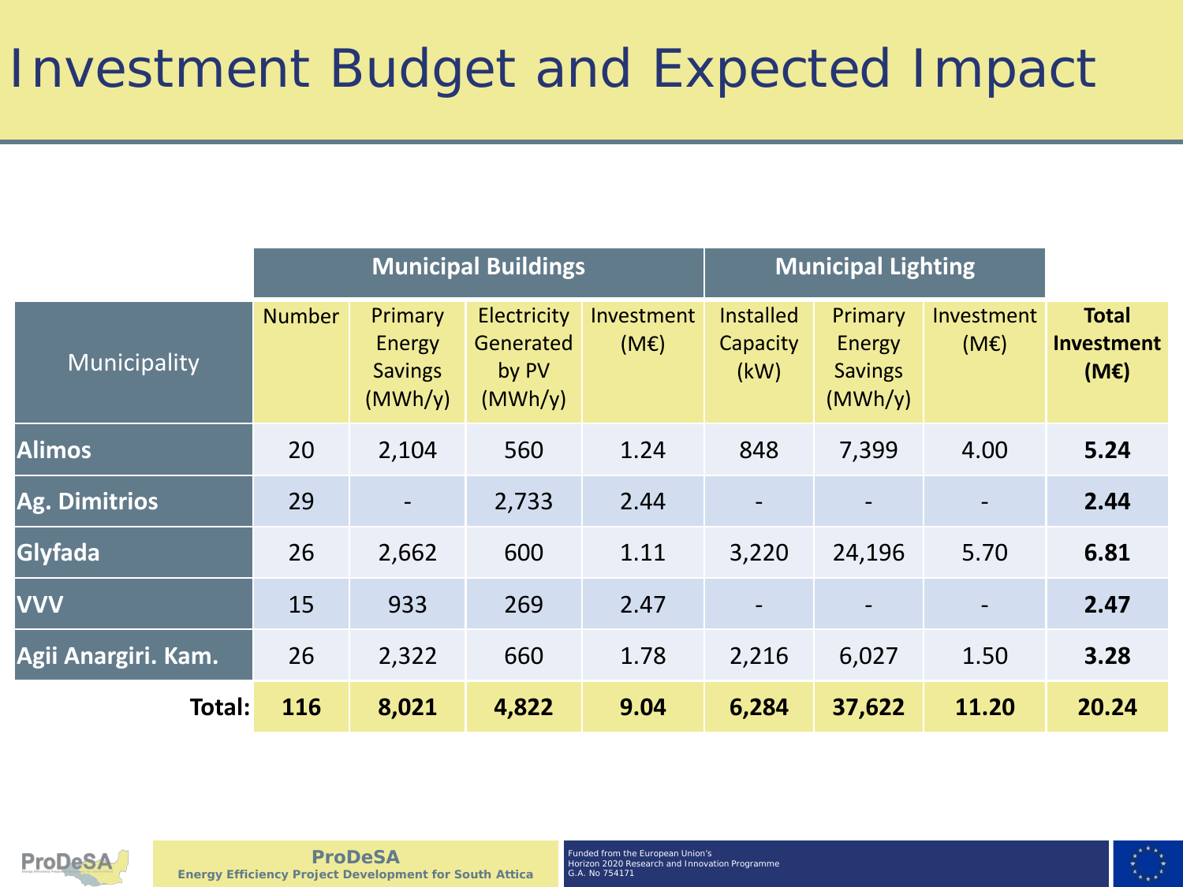# Investment Budget and Expected Impact

| Municipality | Municipal Buildings | | | | Municipal Lighting | | | |
|---|---|---|---|---|---|---|---|---|
| | Number | Primary Energy Savings (MWh/y) | Electricity Generated by PV (MWh/y) | Investment (M€) | Installed Capacity (kW) | Primary Energy Savings (MWh/y) | Investment (M€) | **Total Investment (M€)** |
| **Alimos** | 20 | 2,104 | 560 | 1.24 | 848 | 7,399 | 4.00 | **5.24** |
| **Ag. Dimitrios** | 29 | - | 2,733 | 2.44 | - | - | - | **2.44** |
| **Glyfada** | 26 | 2,662 | 600 | 1.11 | 3,220 | 24,196 | 5.70 | **6.81** |
| **VVV** | 15 | 933 | 269 | 2.47 | - | - | - | **2.47** |
| **Agii Anargiri. Kam.** | 26 | 2,322 | 660 | 1.78 | 2,216 | 6,027 | 1.50 | **3.28** |
| **Total:** | **116** | **8,021** | **4,822** | **9.04** | **6,284** | **37,622** | **11.20** | **20.24** |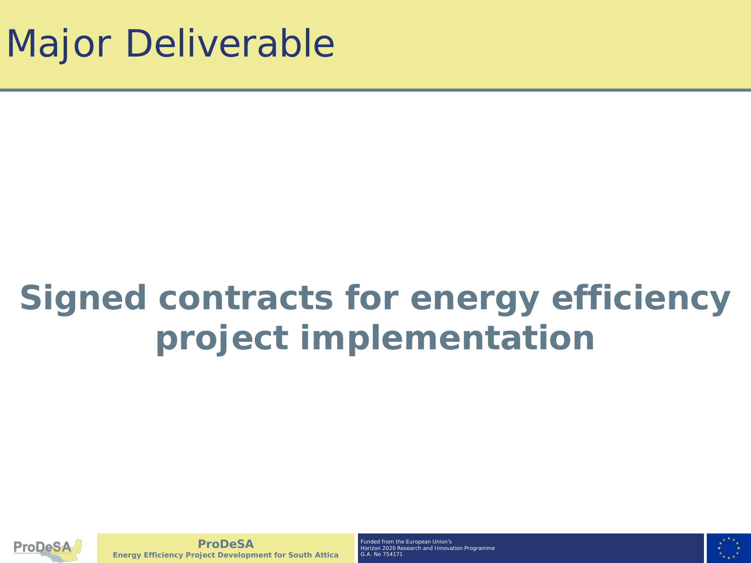# Major Deliverable

**Signed contracts for energy efficiency project implementation**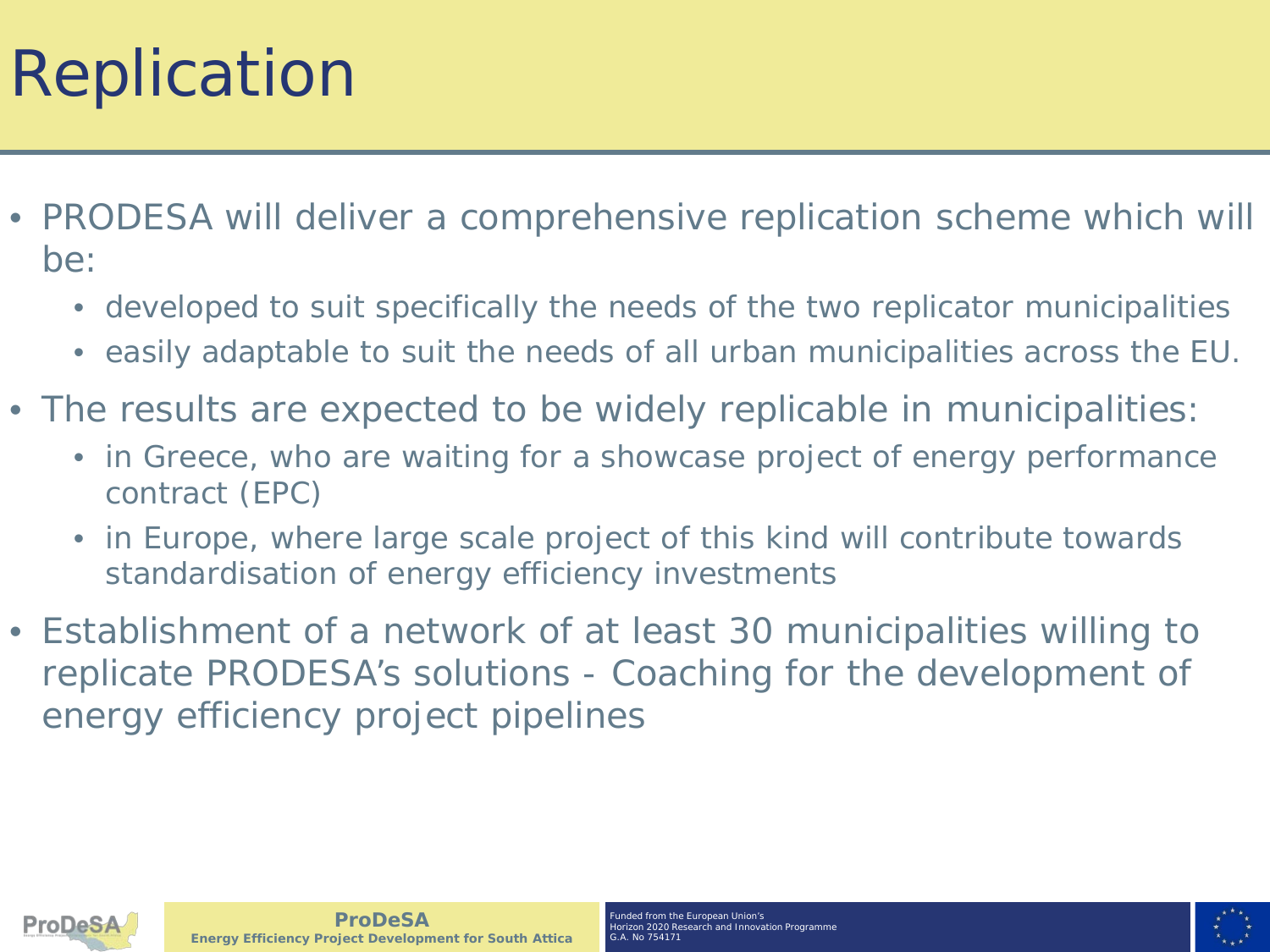# Replication

- PRODESA will deliver a comprehensive replication scheme which will be:
  - developed to suit specifically the needs of the two replicator municipalities
  - easily adaptable to suit the needs of all urban municipalities across the EU.
- The results are expected to be widely replicable in municipalities:
  - in Greece, who are waiting for a showcase project of energy performance contract (EPC)
  - in Europe, where large scale project of this kind will contribute towards standardisation of energy efficiency investments
- Establishment of a network of at least 30 municipalities willing to replicate PRODESA's solutions - Coaching for the development of energy efficiency project pipelines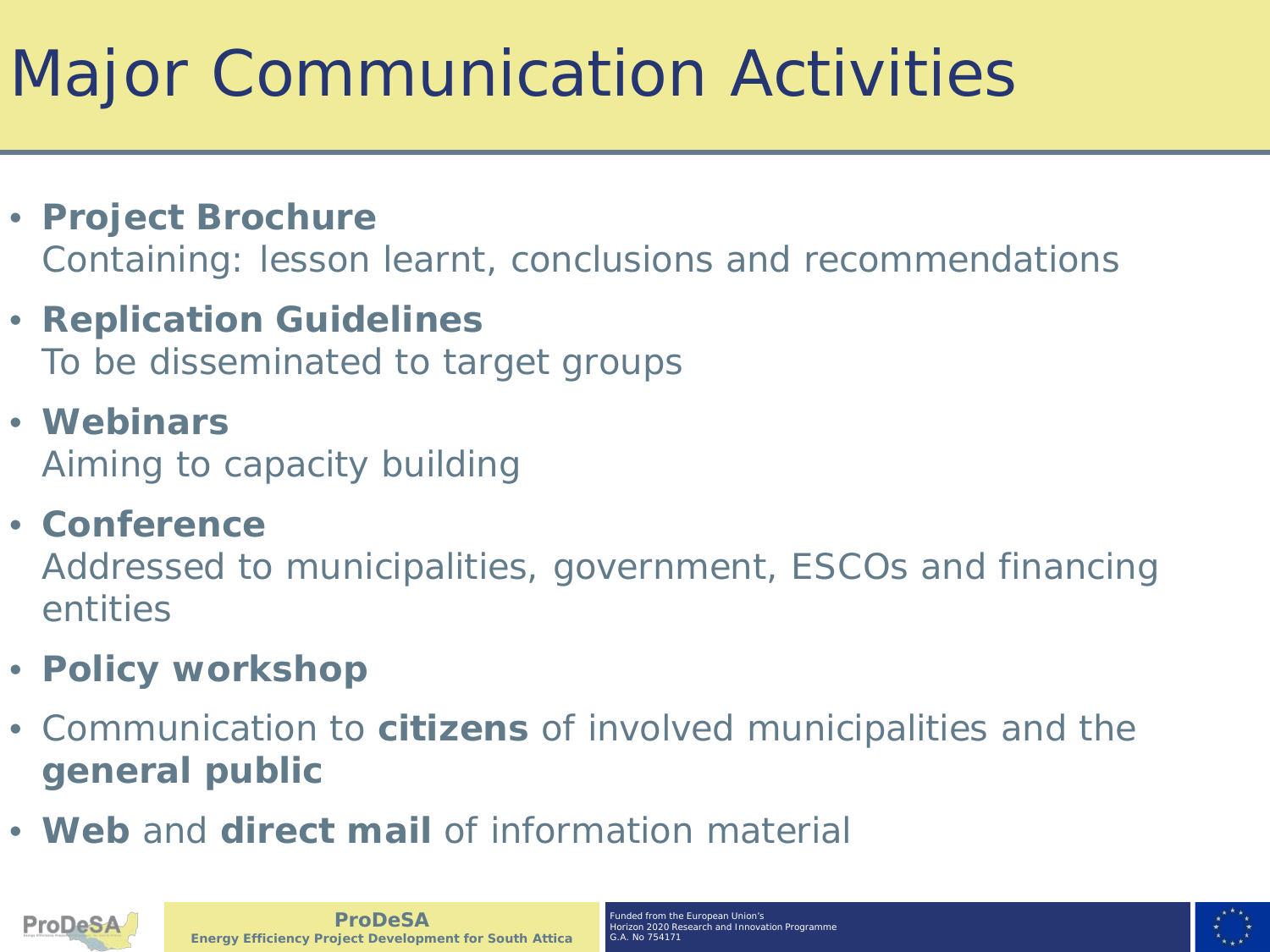# Major Communication Activities

- **Project Brochure**
  Containing: lesson learnt, conclusions and recommendations
- **Replication Guidelines**
  To be disseminated to target groups
- **Webinars**
  Aiming to capacity building
- **Conference**
  Addressed to municipalities, government, ESCOs and financing entities
- **Policy workshop**
- Communication to **citizens** of involved municipalities and the **general public**
- **Web** and **direct mail** of information material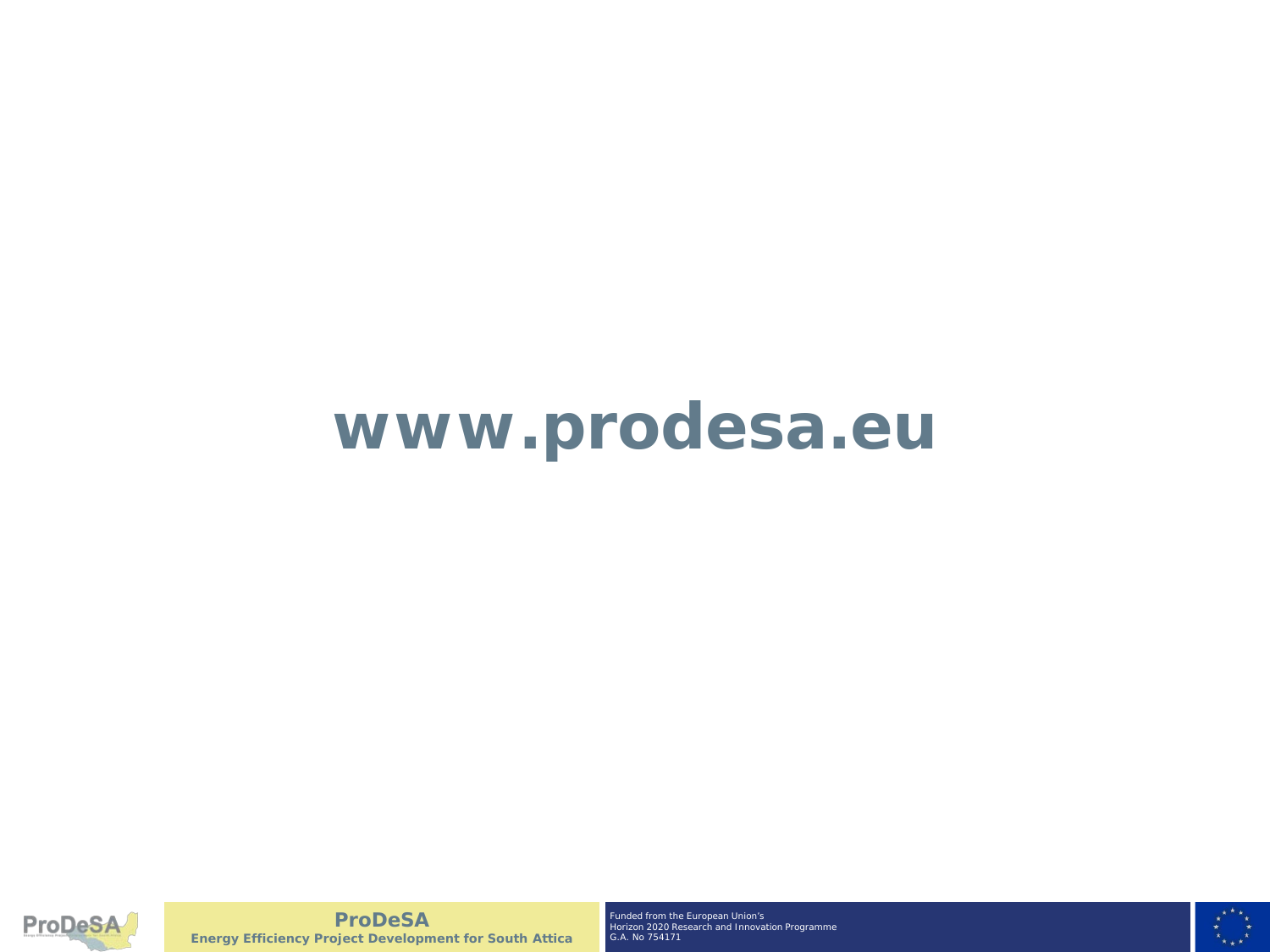# www.prodesa.eu